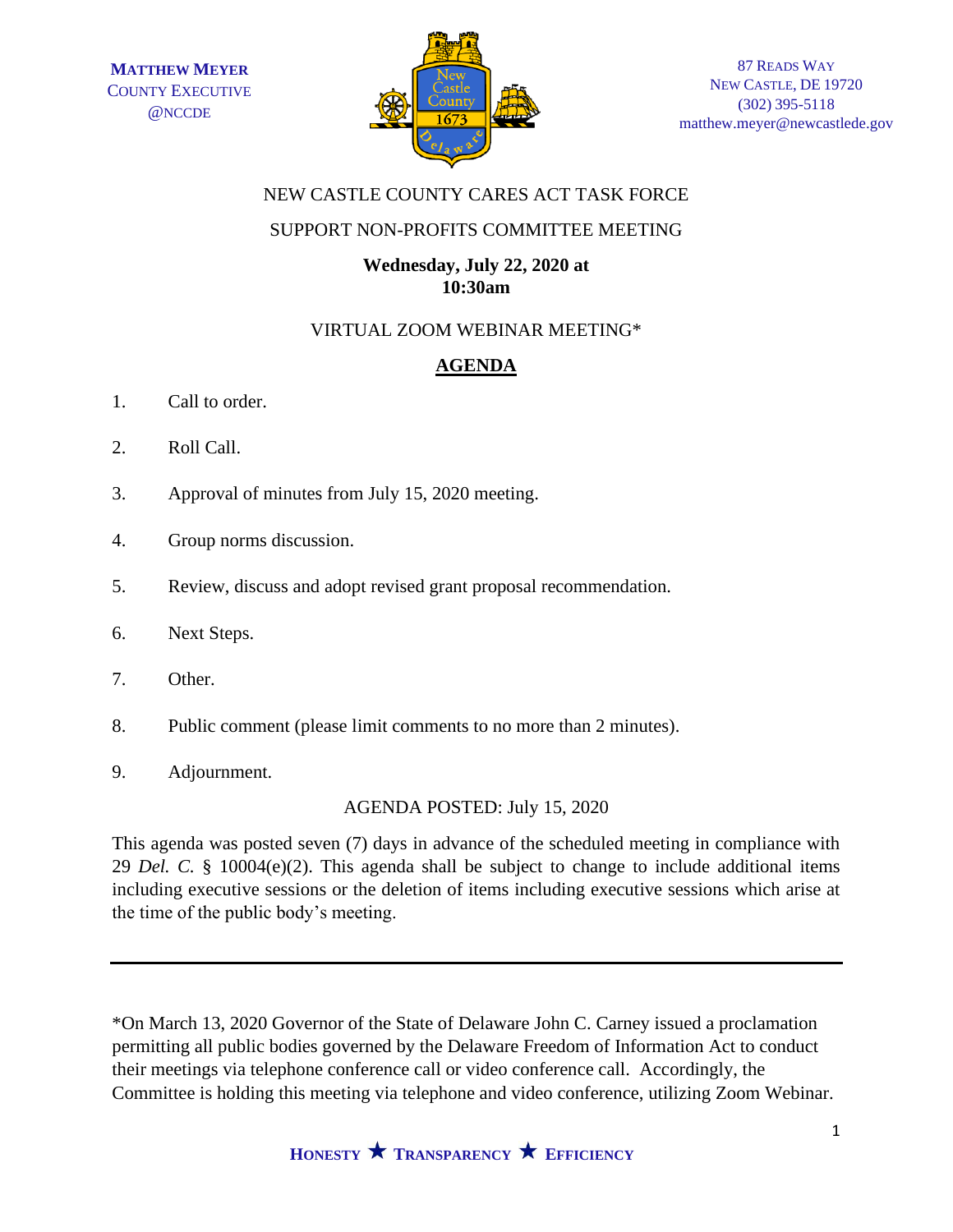MATTHEW MEYER
COUNTY EXECUTIVE
@NCCDE

87 READS WAY
NEW CASTLE, DE 19720
(302) 395-5118
matthew.meyer@newcastlede.gov

NEW CASTLE COUNTY CARES ACT TASK FORCE

SUPPORT NON-PROFITS COMMITTEE MEETING

**Wednesday, July 22, 2020 at 10:30am**

VIRTUAL ZOOM WEBINAR MEETING*

## AGENDA

1. Call to order.
2. Roll Call.
3. Approval of minutes from July 15, 2020 meeting.
4. Group norms discussion.
5. Review, discuss and adopt revised grant proposal recommendation.
6. Next Steps.
7. Other.
8. Public comment (please limit comments to no more than 2 minutes).
9. Adjournment.

AGENDA POSTED: July 15, 2020

This agenda was posted seven (7) days in advance of the scheduled meeting in compliance with 29 *Del. C.* § 10004(e)(2). This agenda shall be subject to change to include additional items including executive sessions or the deletion of items including executive sessions which arise at the time of the public body's meeting.

---

*On March 13, 2020 Governor of the State of Delaware John C. Carney issued a proclamation permitting all public bodies governed by the Delaware Freedom of Information Act to conduct their meetings via telephone conference call or video conference call. Accordingly, the Committee is holding this meeting via telephone and video conference, utilizing Zoom Webinar.

HONESTY ★ TRANSPARENCY ★ EFFICIENCY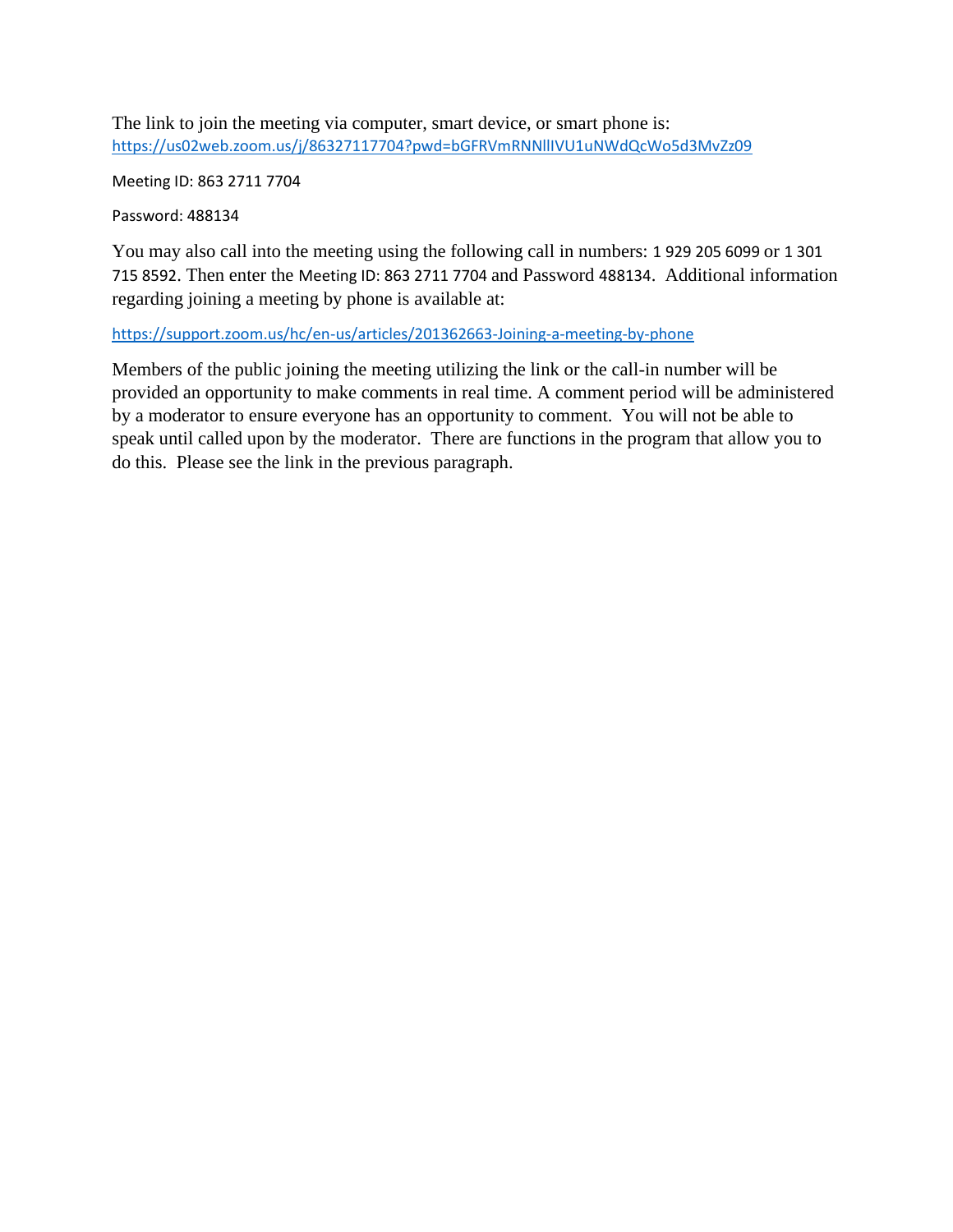The link to join the meeting via computer, smart device, or smart phone is:
https://us02web.zoom.us/j/86327117704?pwd=bGFRVmRNNllIVU1uNWdQcWo5d3MvZz09

Meeting ID: 863 2711 7704

Password: 488134

You may also call into the meeting using the following call in numbers: 1 929 205 6099 or 1 301 715 8592. Then enter the Meeting ID: 863 2711 7704 and Password 488134. Additional information regarding joining a meeting by phone is available at:

https://support.zoom.us/hc/en-us/articles/201362663-Joining-a-meeting-by-phone

Members of the public joining the meeting utilizing the link or the call-in number will be provided an opportunity to make comments in real time. A comment period will be administered by a moderator to ensure everyone has an opportunity to comment. You will not be able to speak until called upon by the moderator. There are functions in the program that allow you to do this. Please see the link in the previous paragraph.